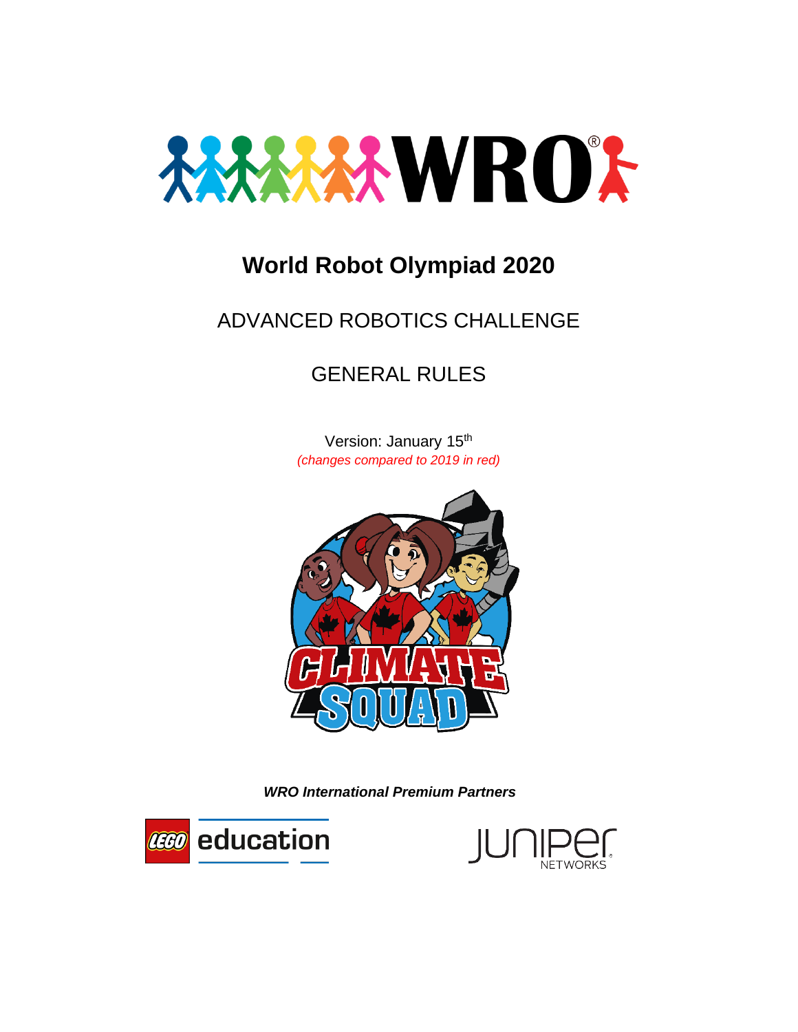# World Robot Olympiad 2020

## ADVANCED ROBOTICS CHALLENGE

## GENERAL RULES

Version: January 15th

*(changes compared to 2019 in red)*

***WRO International Premium Partners***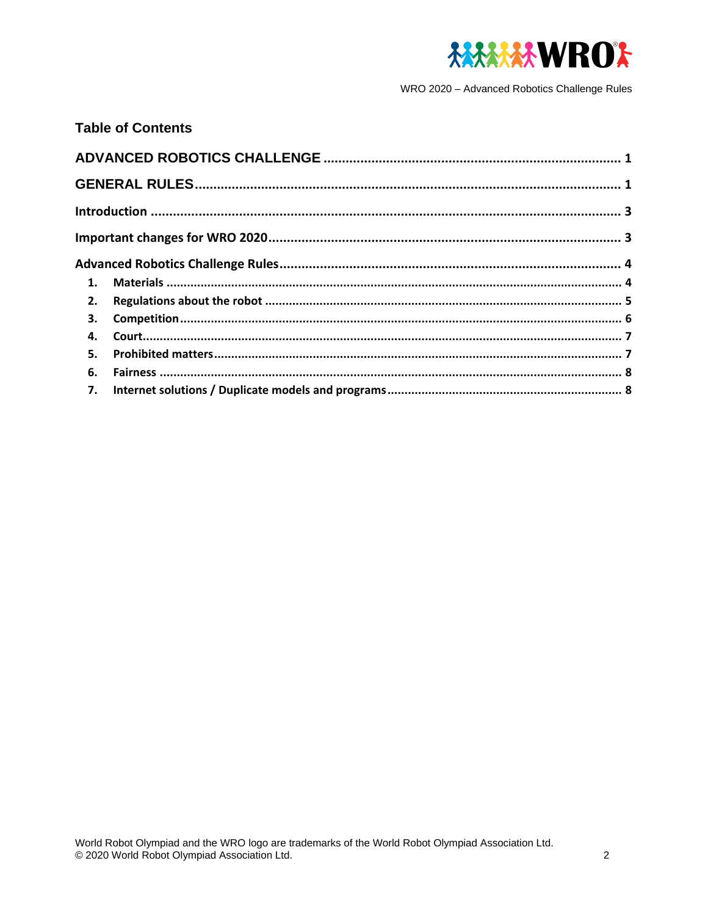## Table of Contents

**ADVANCED ROBOTICS CHALLENGE** ..... 1

**GENERAL RULES** ..... 1

**Introduction** ..... 3

**Important changes for WRO 2020** ..... 3

**Advanced Robotics Challenge Rules** ..... 4

1. **Materials** ..... 4
2. **Regulations about the robot** ..... 5
3. **Competition** ..... 6
4. **Court** ..... 7
5. **Prohibited matters** ..... 7
6. **Fairness** ..... 8
7. **Internet solutions / Duplicate models and programs** ..... 8

World Robot Olympiad and the WRO logo are trademarks of the World Robot Olympiad Association Ltd.
© 2020 World Robot Olympiad Association Ltd.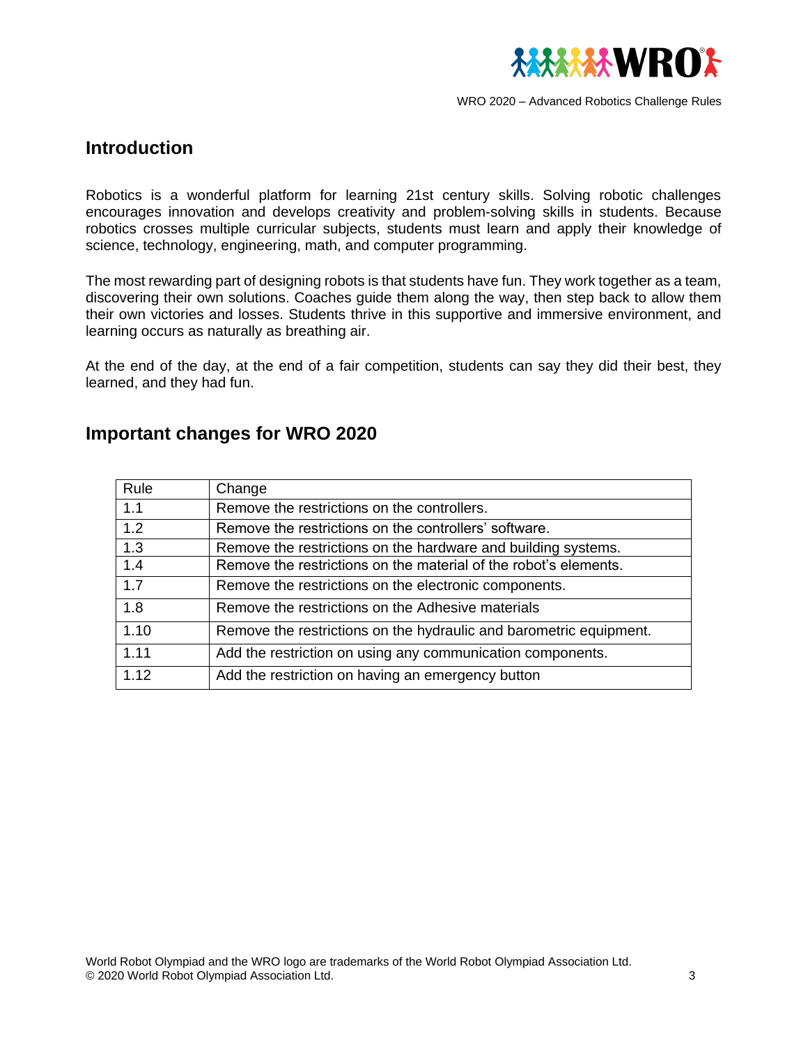## Introduction

Robotics is a wonderful platform for learning 21st century skills. Solving robotic challenges encourages innovation and develops creativity and problem-solving skills in students. Because robotics crosses multiple curricular subjects, students must learn and apply their knowledge of science, technology, engineering, math, and computer programming.

The most rewarding part of designing robots is that students have fun. They work together as a team, discovering their own solutions. Coaches guide them along the way, then step back to allow them their own victories and losses. Students thrive in this supportive and immersive environment, and learning occurs as naturally as breathing air.

At the end of the day, at the end of a fair competition, students can say they did their best, they learned, and they had fun.

## Important changes for WRO 2020

| Rule | Change |
|---|---|
| 1.1 | Remove the restrictions on the controllers. |
| 1.2 | Remove the restrictions on the controllers' software. |
| 1.3 | Remove the restrictions on the hardware and building systems. |
| 1.4 | Remove the restrictions on the material of the robot's elements. |
| 1.7 | Remove the restrictions on the electronic components. |
| 1.8 | Remove the restrictions on the Adhesive materials |
| 1.10 | Remove the restrictions on the hydraulic and barometric equipment. |
| 1.11 | Add the restriction on using any communication components. |
| 1.12 | Add the restriction on having an emergency button |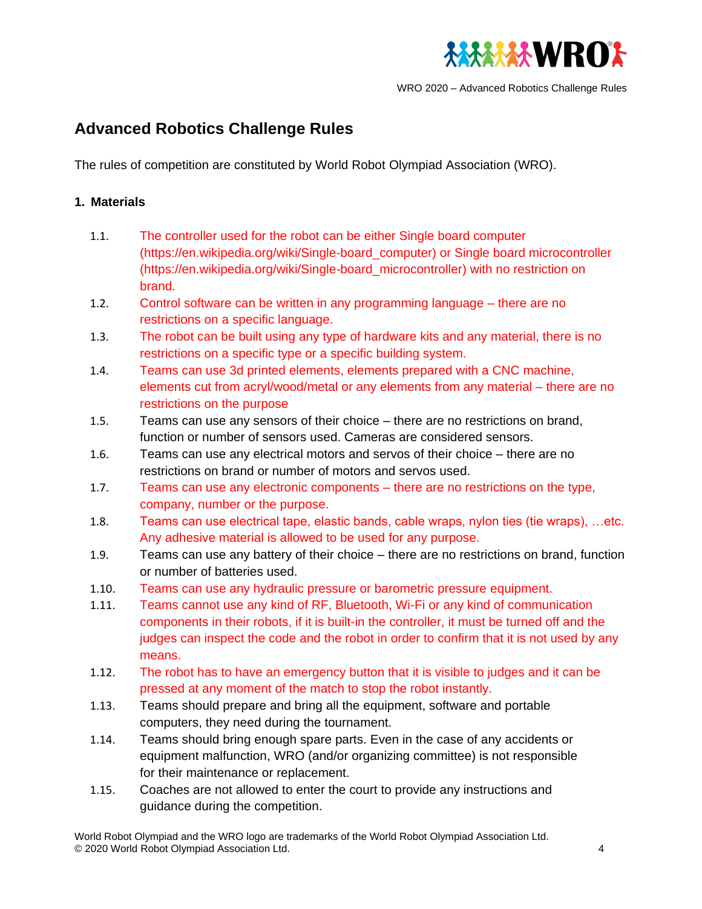## Advanced Robotics Challenge Rules

The rules of competition are constituted by World Robot Olympiad Association (WRO).

### 1. Materials

1.1. The controller used for the robot can be either Single board computer (https://en.wikipedia.org/wiki/Single-board_computer) or Single board microcontroller (https://en.wikipedia.org/wiki/Single-board_microcontroller) with no restriction on brand.

1.2. Control software can be written in any programming language – there are no restrictions on a specific language.

1.3. The robot can be built using any type of hardware kits and any material, there is no restrictions on a specific type or a specific building system.

1.4. Teams can use 3d printed elements, elements prepared with a CNC machine, elements cut from acryl/wood/metal or any elements from any material – there are no restrictions on the purpose

1.5. Teams can use any sensors of their choice – there are no restrictions on brand, function or number of sensors used. Cameras are considered sensors.

1.6. Teams can use any electrical motors and servos of their choice – there are no restrictions on brand or number of motors and servos used.

1.7. Teams can use any electronic components – there are no restrictions on the type, company, number or the purpose.

1.8. Teams can use electrical tape, elastic bands, cable wraps, nylon ties (tie wraps), …etc. Any adhesive material is allowed to be used for any purpose.

1.9. Teams can use any battery of their choice – there are no restrictions on brand, function or number of batteries used.

1.10. Teams can use any hydraulic pressure or barometric pressure equipment.

1.11. Teams cannot use any kind of RF, Bluetooth, Wi-Fi or any kind of communication components in their robots, if it is built-in the controller, it must be turned off and the judges can inspect the code and the robot in order to confirm that it is not used by any means.

1.12. The robot has to have an emergency button that it is visible to judges and it can be pressed at any moment of the match to stop the robot instantly.

1.13. Teams should prepare and bring all the equipment, software and portable computers, they need during the tournament.

1.14. Teams should bring enough spare parts. Even in the case of any accidents or equipment malfunction, WRO (and/or organizing committee) is not responsible for their maintenance or replacement.

1.15. Coaches are not allowed to enter the court to provide any instructions and guidance during the competition.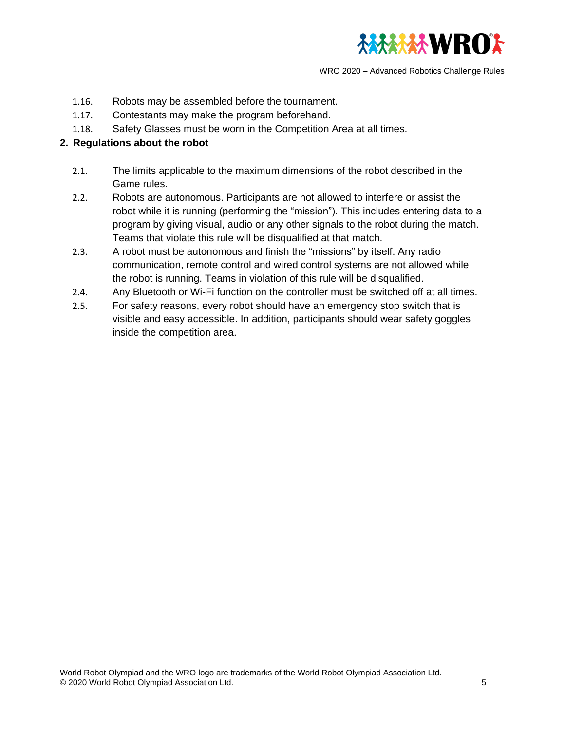1.16. Robots may be assembled before the tournament.

1.17. Contestants may make the program beforehand.

1.18. Safety Glasses must be worn in the Competition Area at all times.

## 2. Regulations about the robot

2.1. The limits applicable to the maximum dimensions of the robot described in the Game rules.

2.2. Robots are autonomous. Participants are not allowed to interfere or assist the robot while it is running (performing the "mission"). This includes entering data to a program by giving visual, audio or any other signals to the robot during the match. Teams that violate this rule will be disqualified at that match.

2.3. A robot must be autonomous and finish the "missions" by itself. Any radio communication, remote control and wired control systems are not allowed while the robot is running. Teams in violation of this rule will be disqualified.

2.4. Any Bluetooth or Wi-Fi function on the controller must be switched off at all times.

2.5. For safety reasons, every robot should have an emergency stop switch that is visible and easy accessible. In addition, participants should wear safety goggles inside the competition area.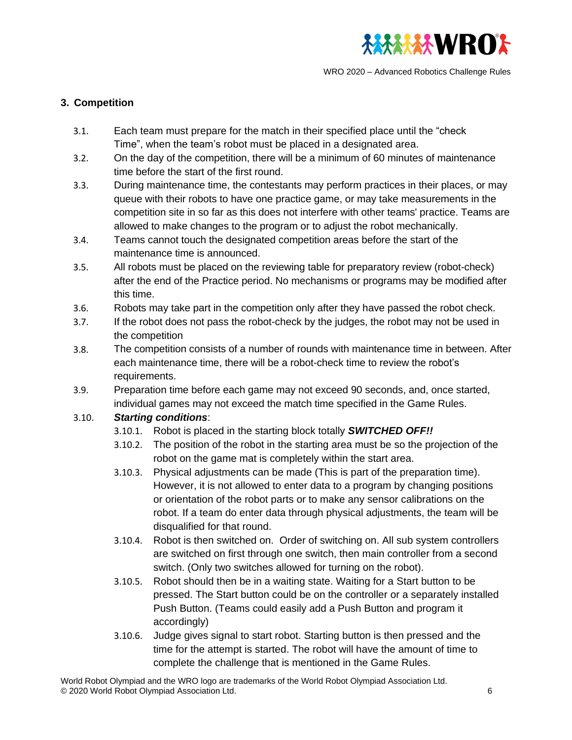## 3. Competition

3.1. Each team must prepare for the match in their specified place until the “check Time”, when the team’s robot must be placed in a designated area.

3.2. On the day of the competition, there will be a minimum of 60 minutes of maintenance time before the start of the first round.

3.3. During maintenance time, the contestants may perform practices in their places, or may queue with their robots to have one practice game, or may take measurements in the competition site in so far as this does not interfere with other teams' practice. Teams are allowed to make changes to the program or to adjust the robot mechanically.

3.4. Teams cannot touch the designated competition areas before the start of the maintenance time is announced.

3.5. All robots must be placed on the reviewing table for preparatory review (robot-check) after the end of the Practice period. No mechanisms or programs may be modified after this time.

3.6. Robots may take part in the competition only after they have passed the robot check.

3.7. If the robot does not pass the robot-check by the judges, the robot may not be used in the competition

3.8. The competition consists of a number of rounds with maintenance time in between. After each maintenance time, there will be a robot-check time to review the robot’s requirements.

3.9. Preparation time before each game may not exceed 90 seconds, and, once started, individual games may not exceed the match time specified in the Game Rules.

3.10. ***Starting conditions***:

- 3.10.1. Robot is placed in the starting block totally ***SWITCHED OFF!!***
- 3.10.2. The position of the robot in the starting area must be so the projection of the robot on the game mat is completely within the start area.
- 3.10.3. Physical adjustments can be made (This is part of the preparation time). However, it is not allowed to enter data to a program by changing positions or orientation of the robot parts or to make any sensor calibrations on the robot. If a team do enter data through physical adjustments, the team will be disqualified for that round.
- 3.10.4. Robot is then switched on. Order of switching on. All sub system controllers are switched on first through one switch, then main controller from a second switch. (Only two switches allowed for turning on the robot).
- 3.10.5. Robot should then be in a waiting state. Waiting for a Start button to be pressed. The Start button could be on the controller or a separately installed Push Button. (Teams could easily add a Push Button and program it accordingly)
- 3.10.6. Judge gives signal to start robot. Starting button is then pressed and the time for the attempt is started. The robot will have the amount of time to complete the challenge that is mentioned in the Game Rules.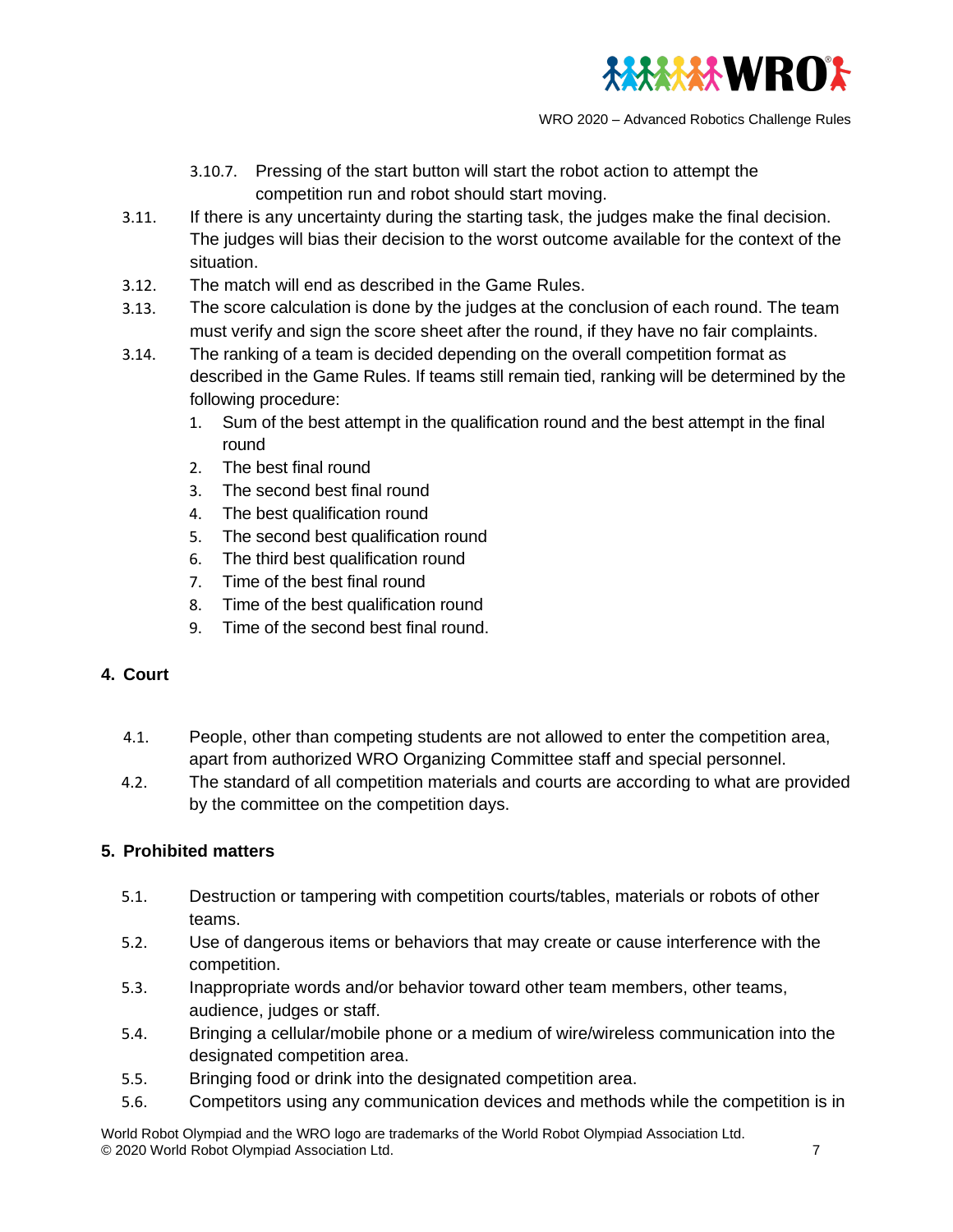3.10.7. Pressing of the start button will start the robot action to attempt the competition run and robot should start moving.

3.11. If there is any uncertainty during the starting task, the judges make the final decision. The judges will bias their decision to the worst outcome available for the context of the situation.

3.12. The match will end as described in the Game Rules.

3.13. The score calculation is done by the judges at the conclusion of each round. The team must verify and sign the score sheet after the round, if they have no fair complaints.

3.14. The ranking of a team is decided depending on the overall competition format as described in the Game Rules. If teams still remain tied, ranking will be determined by the following procedure:

1. Sum of the best attempt in the qualification round and the best attempt in the final round
2. The best final round
3. The second best final round
4. The best qualification round
5. The second best qualification round
6. The third best qualification round
7. Time of the best final round
8. Time of the best qualification round
9. Time of the second best final round.

## 4. Court

4.1. People, other than competing students are not allowed to enter the competition area, apart from authorized WRO Organizing Committee staff and special personnel.

4.2. The standard of all competition materials and courts are according to what are provided by the committee on the competition days.

## 5. Prohibited matters

5.1. Destruction or tampering with competition courts/tables, materials or robots of other teams.

5.2. Use of dangerous items or behaviors that may create or cause interference with the competition.

5.3. Inappropriate words and/or behavior toward other team members, other teams, audience, judges or staff.

5.4. Bringing a cellular/mobile phone or a medium of wire/wireless communication into the designated competition area.

5.5. Bringing food or drink into the designated competition area.

5.6. Competitors using any communication devices and methods while the competition is in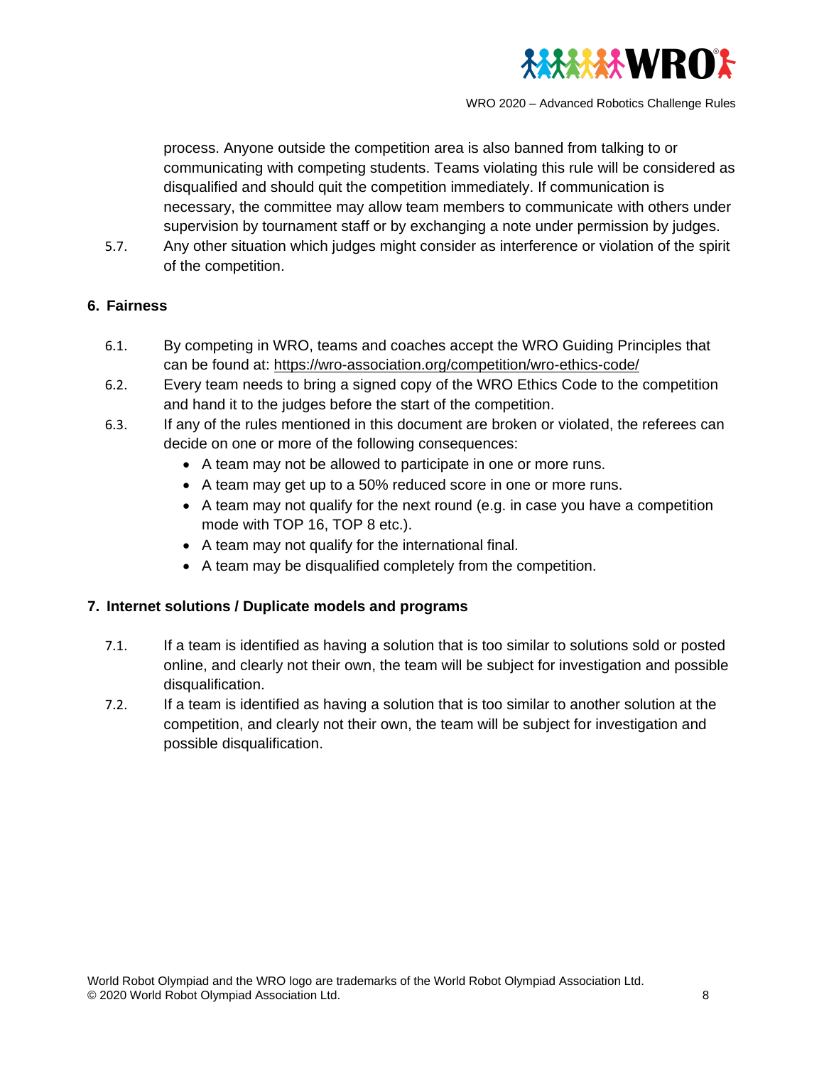process. Anyone outside the competition area is also banned from talking to or communicating with competing students. Teams violating this rule will be considered as disqualified and should quit the competition immediately. If communication is necessary, the committee may allow team members to communicate with others under supervision by tournament staff or by exchanging a note under permission by judges.

5.7. Any other situation which judges might consider as interference or violation of the spirit of the competition.

## 6. Fairness

6.1. By competing in WRO, teams and coaches accept the WRO Guiding Principles that can be found at: https://wro-association.org/competition/wro-ethics-code/

6.2. Every team needs to bring a signed copy of the WRO Ethics Code to the competition and hand it to the judges before the start of the competition.

6.3. If any of the rules mentioned in this document are broken or violated, the referees can decide on one or more of the following consequences:

- A team may not be allowed to participate in one or more runs.
- A team may get up to a 50% reduced score in one or more runs.
- A team may not qualify for the next round (e.g. in case you have a competition mode with TOP 16, TOP 8 etc.).
- A team may not qualify for the international final.
- A team may be disqualified completely from the competition.

## 7. Internet solutions / Duplicate models and programs

7.1. If a team is identified as having a solution that is too similar to solutions sold or posted online, and clearly not their own, the team will be subject for investigation and possible disqualification.

7.2. If a team is identified as having a solution that is too similar to another solution at the competition, and clearly not their own, the team will be subject for investigation and possible disqualification.